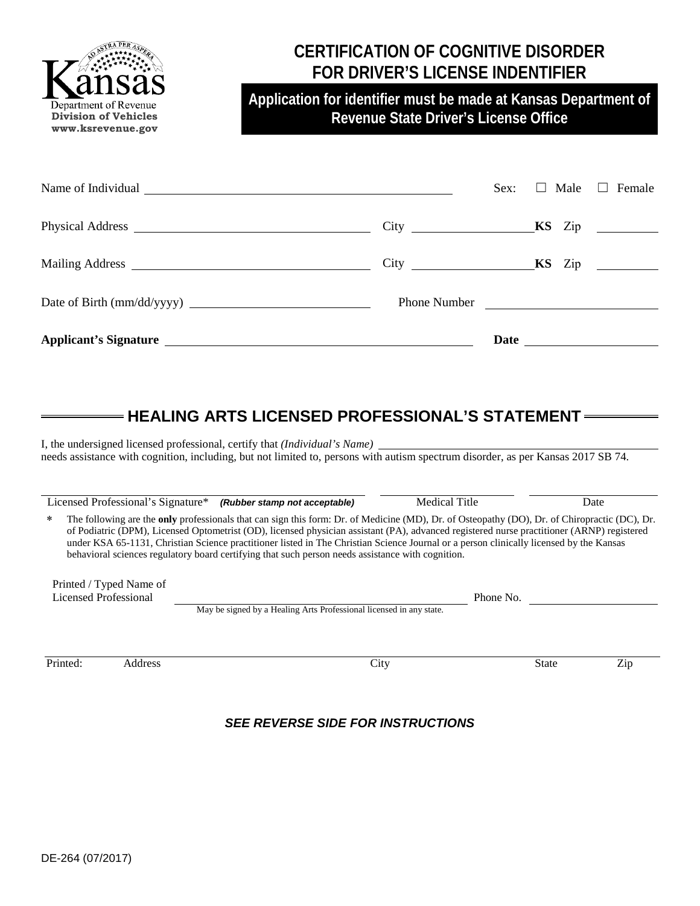Kansas
Department of Revenue
**Division of Vehicles**
**www.ksrevenue.gov**

# CERTIFICATION OF COGNITIVE DISORDER FOR DRIVER'S LICENSE INDENTIFIER

**Application for identifier must be made at Kansas Department of Revenue State Driver's License Office**

Name of Individual ______________________________ Sex: ☐ Male ☐ Female

Physical Address ______________________________ City ______________ **KS** Zip ________

Mailing Address ______________________________ City ______________ **KS** Zip ________

Date of Birth (mm/dd/yyyy) ______________________ Phone Number ______________________

**Applicant's Signature** ______________________________ **Date** ______________

## HEALING ARTS LICENSED PROFESSIONAL'S STATEMENT

I, the undersigned licensed professional, certify that *(Individual's Name)* ______________________________ needs assistance with cognition, including, but not limited to, persons with autism spectrum disorder, as per Kansas 2017 SB 74.

______________________________ ______________ ______________
Licensed Professional's Signature* ***(Rubber stamp not acceptable)*** Medical Title Date

\* The following are the **only** professionals that can sign this form: Dr. of Medicine (MD), Dr. of Osteopathy (DO), Dr. of Chiropractic (DC), Dr. of Podiatric (DPM), Licensed Optometrist (OD), licensed physician assistant (PA), advanced registered nurse practitioner (ARNP) registered under KSA 65-1131, Christian Science practitioner listed in The Christian Science Journal or a person clinically licensed by the Kansas behavioral sciences regulatory board certifying that such person needs assistance with cognition.

Printed / Typed Name of Licensed Professional ______________________________ Phone No. ______________
May be signed by a Healing Arts Professional licensed in any state.

______________________________________________________________
Printed: Address City State Zip

***SEE REVERSE SIDE FOR INSTRUCTIONS***

DE-264 (07/2017)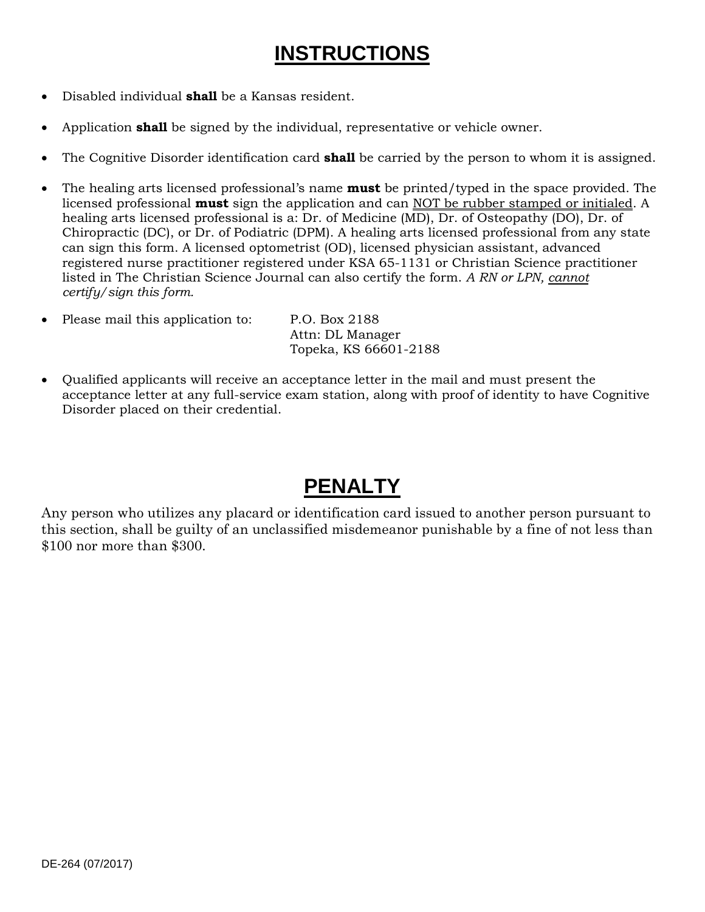# INSTRUCTIONS

- Disabled individual **shall** be a Kansas resident.
- Application **shall** be signed by the individual, representative or vehicle owner.
- The Cognitive Disorder identification card **shall** be carried by the person to whom it is assigned.
- The healing arts licensed professional's name **must** be printed/typed in the space provided. The licensed professional **must** sign the application and can NOT be rubber stamped or initialed. A healing arts licensed professional is a: Dr. of Medicine (MD), Dr. of Osteopathy (DO), Dr. of Chiropractic (DC), or Dr. of Podiatric (DPM). A healing arts licensed professional from any state can sign this form. A licensed optometrist (OD), licensed physician assistant, advanced registered nurse practitioner registered under KSA 65-1131 or Christian Science practitioner listed in The Christian Science Journal can also certify the form. *A RN or LPN, cannot certify/sign this form.*
- Please mail this application to: P.O. Box 2188
  Attn: DL Manager
  Topeka, KS 66601-2188
- Qualified applicants will receive an acceptance letter in the mail and must present the acceptance letter at any full-service exam station, along with proof of identity to have Cognitive Disorder placed on their credential.

# PENALTY

Any person who utilizes any placard or identification card issued to another person pursuant to this section, shall be guilty of an unclassified misdemeanor punishable by a fine of not less than $100 nor more than $300.

DE-264 (07/2017)